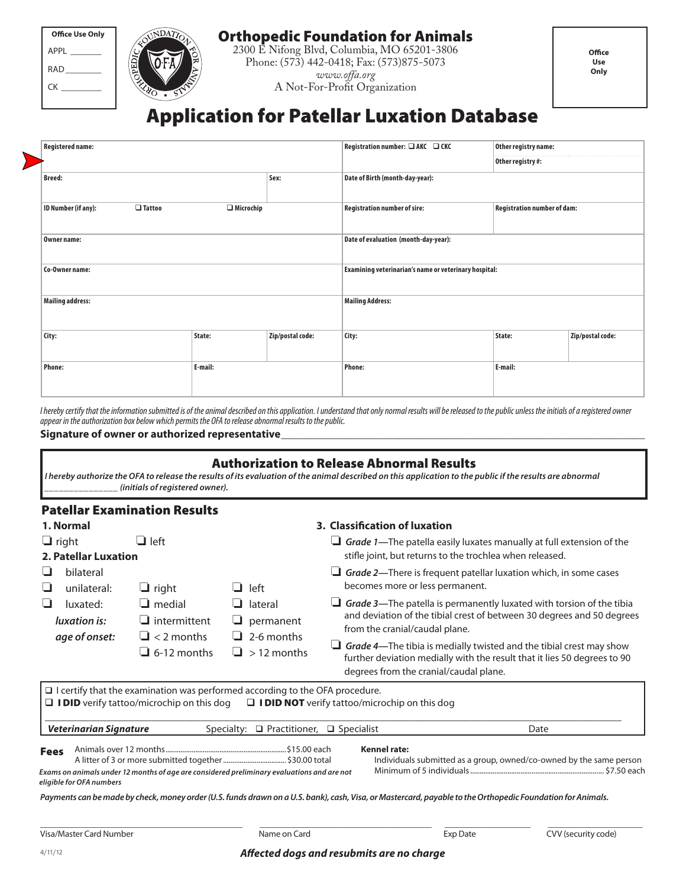| Office Use Only |
| --- |
| APPL _______ |
| RAD ________ |
| CK _________ |

## Orthopedic Foundation for Animals

2300 E Nifong Blvd, Columbia, MO 65201-3806
Phone: (573) 442-0418; Fax: (573)875-5073
*www.offa.org*
A Not-For-Profit Organization

Office Use Only

# Application for Patellar Luxation Database

| Registered name: | | | Registration number: ❑ AKC ❑ CKC | Other registry name: Other registry #: | |
| --- | --- | --- | --- | --- | --- |
| Breed: | | Sex: | Date of Birth (month-day-year): | | |
| ID Number (if any): ❑ Tattoo ❑ Microchip | | | Registration number of sire: | Registration number of dam: | |
| Owner name: | | | Date of evaluation (month-day-year): | | |
| Co-Owner name: | | | Examining veterinarian's name or veterinary hospital: | | |
| Mailing address: | | | Mailing Address: | | |
| City: | State: | Zip/postal code: | City: | State: | Zip/postal code: |
| Phone: | E-mail: | | Phone: | E-mail: | |

*I hereby certify that the information submitted is of the animal described on this application. I understand that only normal results will be released to the public unless the initials of a registered owner appear in the authorization box below which permits the OFA to release abnormal results to the public.*

**Signature of owner or authorized representative**___________________________________________

### Authorization to Release Abnormal Results

***I hereby authorize the OFA to release the results of its evaluation of the animal described on this application to the public if the results are abnormal _______________ (initials of registered owner).***

## Patellar Examination Results

**1. Normal**

❑ right ❑ left

**2. Patellar Luxation**

❑ bilateral

❑ unilateral: ❑ right ❑ left

❑ luxated: ❑ medial ❑ lateral

*luxation is:* ❑ intermittent ❑ permanent

*age of onset:* ❑ < 2 months ❑ 2-6 months ❑ 6-12 months ❑ > 12 months

**3. Classification of luxation**

❑ ***Grade 1***—The patella easily luxates manually at full extension of the stifle joint, but returns to the trochlea when released.

❑ ***Grade 2***—There is frequent patellar luxation which, in some cases becomes more or less permanent.

❑ ***Grade 3***—The patella is permanently luxated with torsion of the tibia and deviation of the tibial crest of between 30 degrees and 50 degrees from the cranial/caudal plane.

❑ ***Grade 4***—The tibia is medially twisted and the tibial crest may show further deviation medially with the result that it lies 50 degrees to 90 degrees from the cranial/caudal plane.

❑ I certify that the examination was performed according to the OFA procedure.
❑ **I DID** verify tattoo/microchip on this dog ❑ **I DID NOT** verify tattoo/microchip on this dog

___________________________________________

***Veterinarian Signature*** Specialty: ❑ Practitioner, ❑ Specialist Date

**Fees**

Animals over 12 months................................................$15.00 each
A litter of 3 or more submitted together..................................$30.00 total

***Exams on animals under 12 months of age are considered preliminary evaluations and are not eligible for OFA numbers***

**Kennel rate:**
Individuals submitted as a group, owned/co-owned by the same person
Minimum of 5 individuals........................................................$7.50 each

***Payments can be made by check, money order (U.S. funds drawn on a U.S. bank), cash, Visa, or Mastercard, payable to the Orthopedic Foundation for Animals.***

Visa/Master Card Number ______________ Name on Card ______________ Exp Date ________ CVV (security code) ________

4/11/12

***Affected dogs and resubmits are no charge***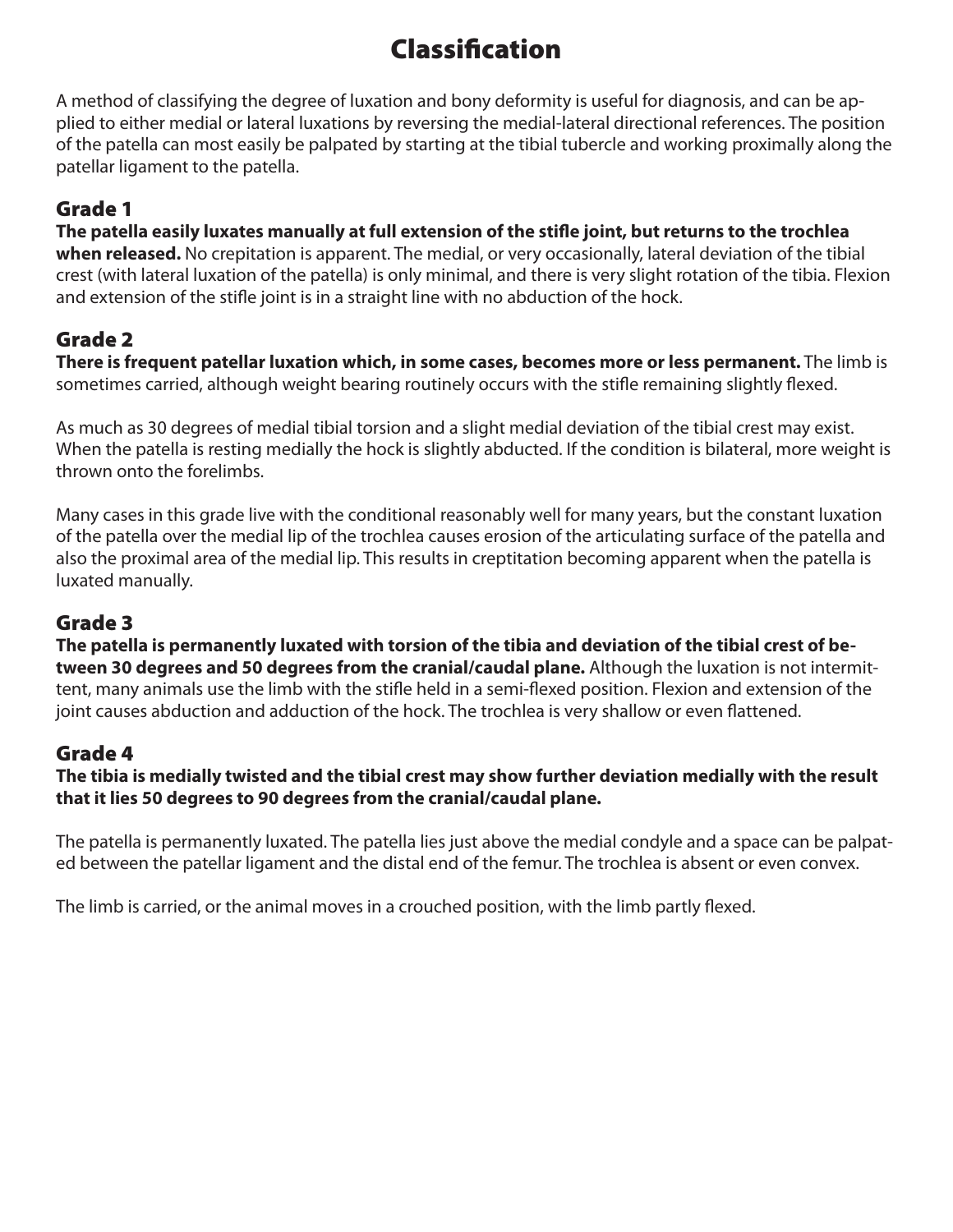# Classification

A method of classifying the degree of luxation and bony deformity is useful for diagnosis, and can be applied to either medial or lateral luxations by reversing the medial-lateral directional references. The position of the patella can most easily be palpated by starting at the tibial tubercle and working proximally along the patellar ligament to the patella.

## Grade 1

**The patella easily luxates manually at full extension of the stifle joint, but returns to the trochlea when released.** No crepitation is apparent. The medial, or very occasionally, lateral deviation of the tibial crest (with lateral luxation of the patella) is only minimal, and there is very slight rotation of the tibia. Flexion and extension of the stifle joint is in a straight line with no abduction of the hock.

## Grade 2

**There is frequent patellar luxation which, in some cases, becomes more or less permanent.** The limb is sometimes carried, although weight bearing routinely occurs with the stifle remaining slightly flexed.

As much as 30 degrees of medial tibial torsion and a slight medial deviation of the tibial crest may exist. When the patella is resting medially the hock is slightly abducted. If the condition is bilateral, more weight is thrown onto the forelimbs.

Many cases in this grade live with the conditional reasonably well for many years, but the constant luxation of the patella over the medial lip of the trochlea causes erosion of the articulating surface of the patella and also the proximal area of the medial lip. This results in creptitation becoming apparent when the patella is luxated manually.

## Grade 3

**The patella is permanently luxated with torsion of the tibia and deviation of the tibial crest of between 30 degrees and 50 degrees from the cranial/caudal plane.** Although the luxation is not intermittent, many animals use the limb with the stifle held in a semi-flexed position. Flexion and extension of the joint causes abduction and adduction of the hock. The trochlea is very shallow or even flattened.

## Grade 4

**The tibia is medially twisted and the tibial crest may show further deviation medially with the result that it lies 50 degrees to 90 degrees from the cranial/caudal plane.**

The patella is permanently luxated. The patella lies just above the medial condyle and a space can be palpated between the patellar ligament and the distal end of the femur. The trochlea is absent or even convex.

The limb is carried, or the animal moves in a crouched position, with the limb partly flexed.